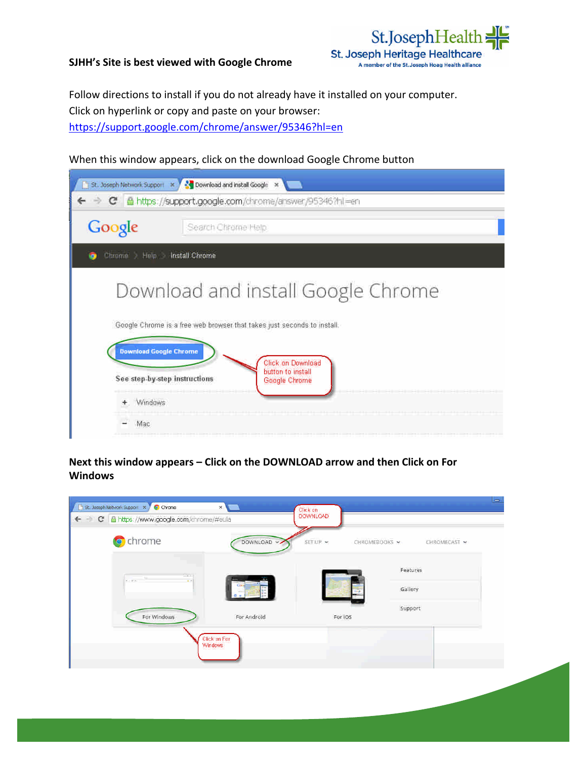**SJHH's Site is best viewed with Google Chrome**

Follow directions to install if you do not already have it installed on your computer.
Click on hyperlink or copy and paste on your browser:
https://support.google.com/chrome/answer/95346?hl=en

When this window appears, click on the download Google Chrome button

**Next this window appears – Click on the DOWNLOAD arrow and then Click on For Windows**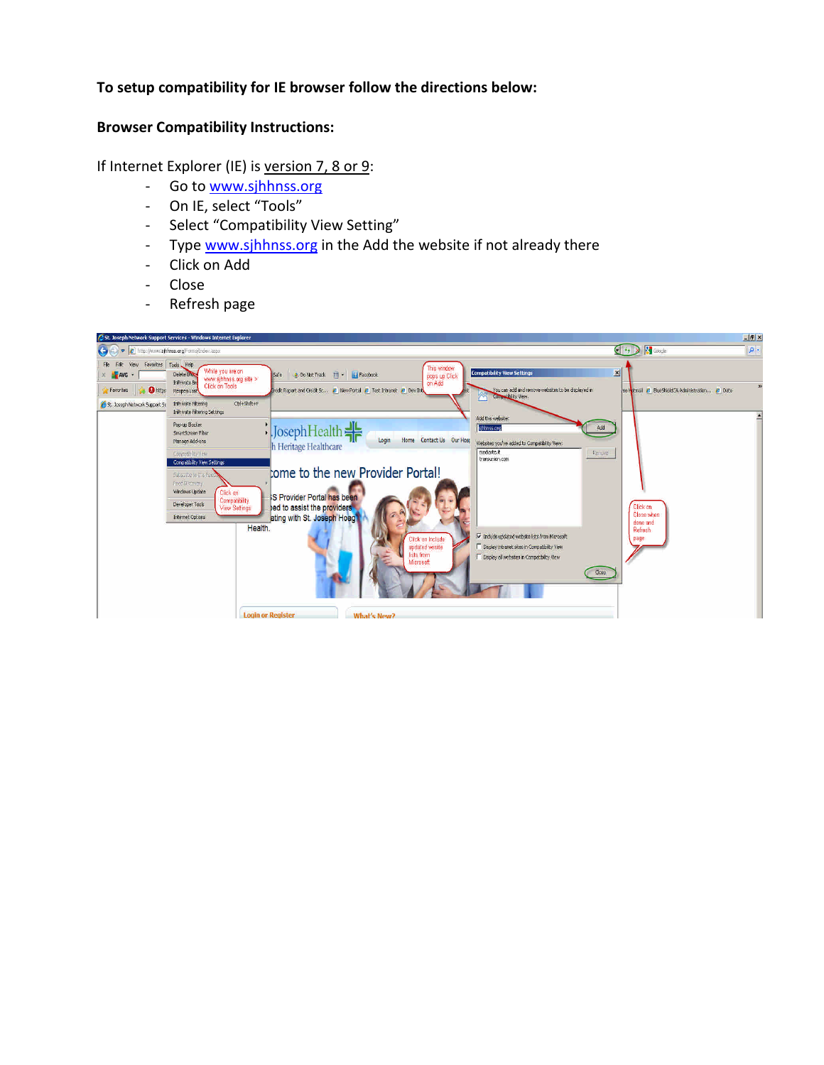**To setup compatibility for IE browser follow the directions below:**

**Browser Compatibility Instructions:**

If Internet Explorer (IE) is version 7, 8 or 9:

- Go to www.sjhhnss.org
- On IE, select "Tools"
- Select "Compatibility View Setting"
- Type www.sjhhnss.org in the Add the website if not already there
- Click on Add
- Close
- Refresh page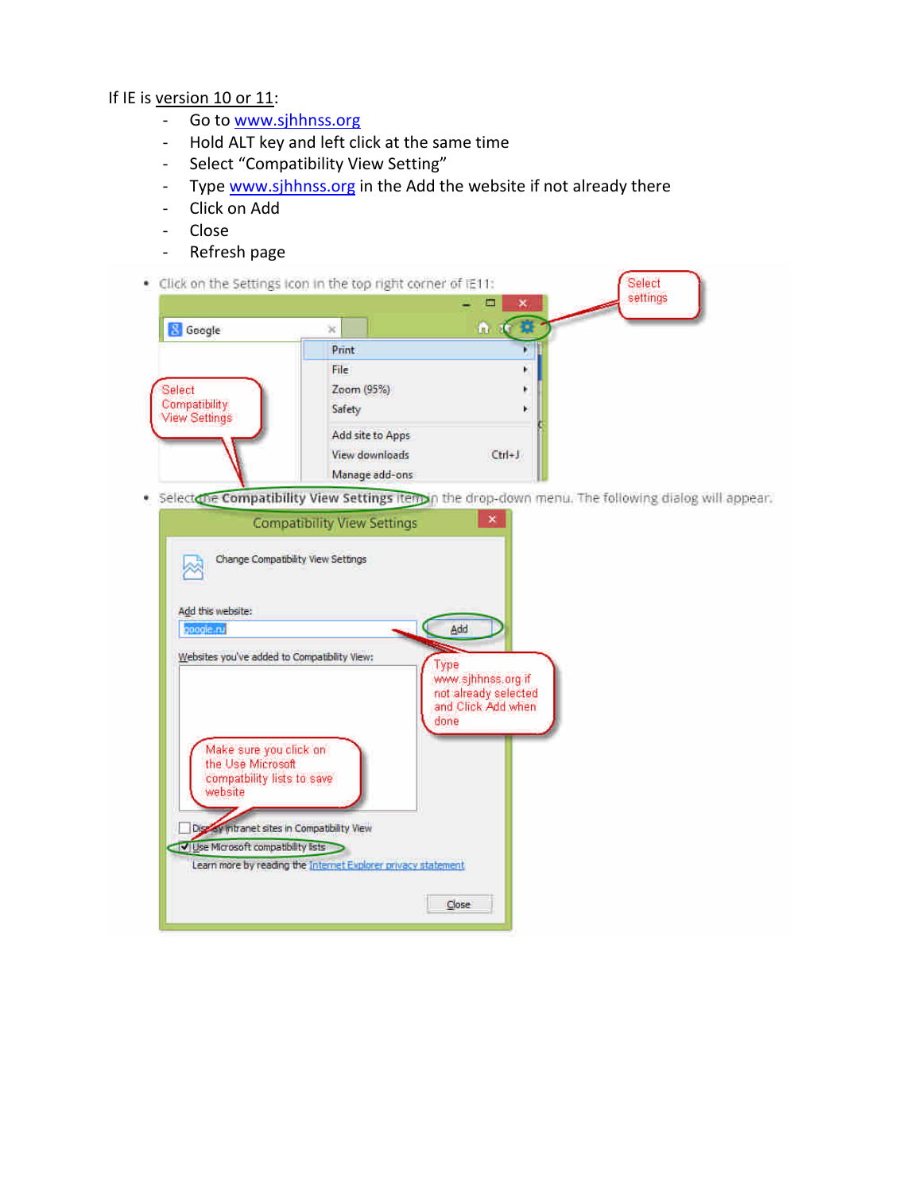If IE is <u>version 10 or 11</u>:

- Go to www.sjhhnss.org
- Hold ALT key and left click at the same time
- Select "Compatibility View Setting"
- Type www.sjhhnss.org in the Add the website if not already there
- Click on Add
- Close
- Refresh page

- Click on the Settings icon in the top right corner of IE11:

- Select the **Compatibility View Settings** item in the drop-down menu. The following dialog will appear.